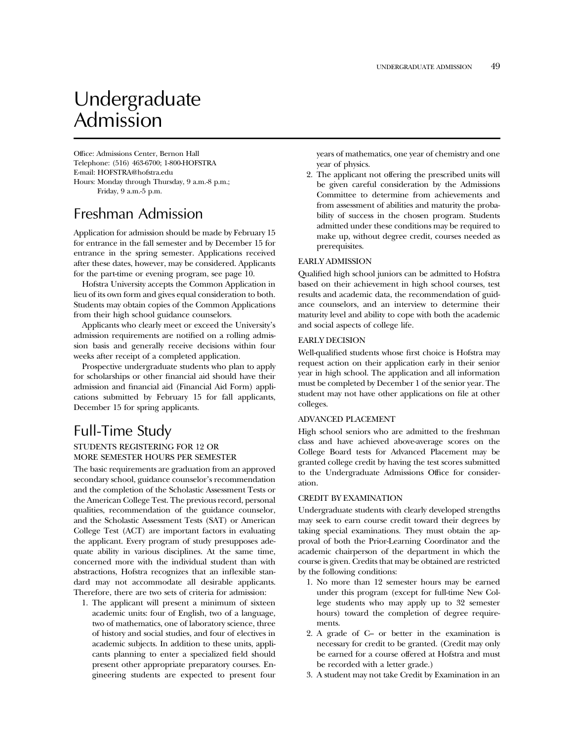# Undergraduate Admission

Office: Admissions Center, Bernon Hall
Telephone: (516) 463-6700; 1-800-HOFSTRA
E-mail: HOFSTRA@hofstra.edu
Hours: Monday through Thursday, 9 a.m.-8 p.m.;
Friday, 9 a.m.-5 p.m.

## Freshman Admission

Application for admission should be made by February 15 for entrance in the fall semester and by December 15 for entrance in the spring semester. Applications received after these dates, however, may be considered. Applicants for the part-time or evening program, see page 10.

Hofstra University accepts the Common Application in lieu of its own form and gives equal consideration to both. Students may obtain copies of the Common Applications from their high school guidance counselors.

Applicants who clearly meet or exceed the University's admission requirements are notified on a rolling admission basis and generally receive decisions within four weeks after receipt of a completed application.

Prospective undergraduate students who plan to apply for scholarships or other financial aid should have their admission and financial aid (Financial Aid Form) applications submitted by February 15 for fall applicants, December 15 for spring applicants.

## Full-Time Study

### STUDENTS REGISTERING FOR 12 OR MORE SEMESTER HOURS PER SEMESTER

The basic requirements are graduation from an approved secondary school, guidance counselor's recommendation and the completion of the Scholastic Assessment Tests or the American College Test. The previous record, personal qualities, recommendation of the guidance counselor, and the Scholastic Assessment Tests (SAT) or American College Test (ACT) are important factors in evaluating the applicant. Every program of study presupposes adequate ability in various disciplines. At the same time, concerned more with the individual student than with abstractions, Hofstra recognizes that an inflexible standard may not accommodate all desirable applicants. Therefore, there are two sets of criteria for admission:

1. The applicant will present a minimum of sixteen academic units: four of English, two of a language, two of mathematics, one of laboratory science, three of history and social studies, and four of electives in academic subjects. In addition to these units, applicants planning to enter a specialized field should present other appropriate preparatory courses. Engineering students are expected to present four years of mathematics, one year of chemistry and one year of physics.
2. The applicant not offering the prescribed units will be given careful consideration by the Admissions Committee to determine from achievements and from assessment of abilities and maturity the probability of success in the chosen program. Students admitted under these conditions may be required to make up, without degree credit, courses needed as prerequisites.

### EARLY ADMISSION

Qualified high school juniors can be admitted to Hofstra based on their achievement in high school courses, test results and academic data, the recommendation of guidance counselors, and an interview to determine their maturity level and ability to cope with both the academic and social aspects of college life.

### EARLY DECISION

Well-qualified students whose first choice is Hofstra may request action on their application early in their senior year in high school. The application and all information must be completed by December 1 of the senior year. The student may not have other applications on file at other colleges.

### ADVANCED PLACEMENT

High school seniors who are admitted to the freshman class and have achieved above-average scores on the College Board tests for Advanced Placement may be granted college credit by having the test scores submitted to the Undergraduate Admissions Office for consideration.

### CREDIT BY EXAMINATION

Undergraduate students with clearly developed strengths may seek to earn course credit toward their degrees by taking special examinations. They must obtain the approval of both the Prior-Learning Coordinator and the academic chairperson of the department in which the course is given. Credits that may be obtained are restricted by the following conditions:

1. No more than 12 semester hours may be earned under this program (except for full-time New College students who may apply up to 32 semester hours) toward the completion of degree requirements.
2. A grade of C– or better in the examination is necessary for credit to be granted. (Credit may only be earned for a course offered at Hofstra and must be recorded with a letter grade.)
3. A student may not take Credit by Examination in an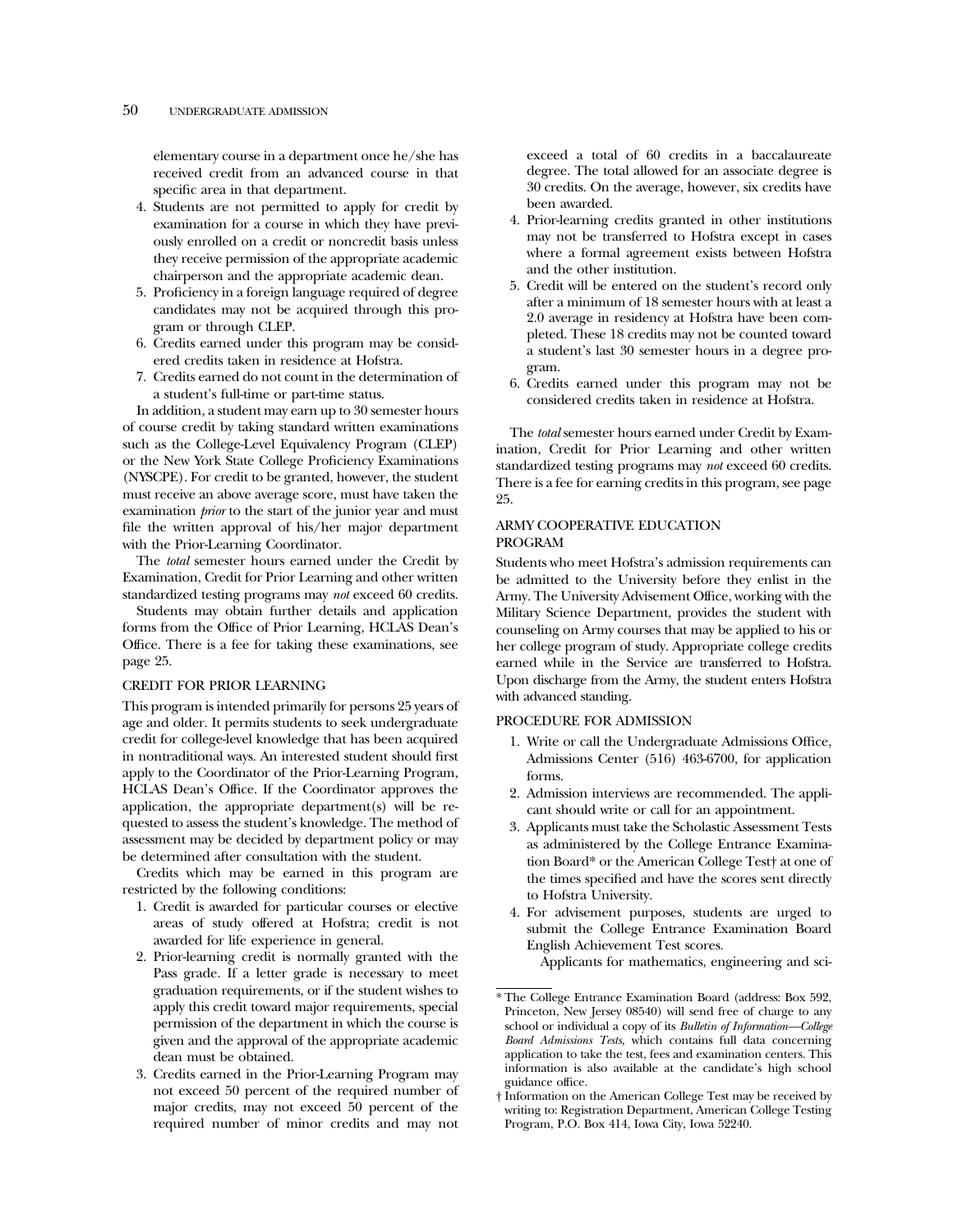elementary course in a department once he/she has received credit from an advanced course in that specific area in that department.

4. Students are not permitted to apply for credit by examination for a course in which they have previously enrolled on a credit or noncredit basis unless they receive permission of the appropriate academic chairperson and the appropriate academic dean.
5. Proficiency in a foreign language required of degree candidates may not be acquired through this program or through CLEP.
6. Credits earned under this program may be considered credits taken in residence at Hofstra.
7. Credits earned do not count in the determination of a student's full-time or part-time status.

In addition, a student may earn up to 30 semester hours of course credit by taking standard written examinations such as the College-Level Equivalency Program (CLEP) or the New York State College Proficiency Examinations (NYSCPE). For credit to be granted, however, the student must receive an above average score, must have taken the examination *prior* to the start of the junior year and must file the written approval of his/her major department with the Prior-Learning Coordinator.

The *total* semester hours earned under the Credit by Examination, Credit for Prior Learning and other written standardized testing programs may *not* exceed 60 credits.

Students may obtain further details and application forms from the Office of Prior Learning, HCLAS Dean's Office. There is a fee for taking these examinations, see page 25.

### CREDIT FOR PRIOR LEARNING

This program is intended primarily for persons 25 years of age and older. It permits students to seek undergraduate credit for college-level knowledge that has been acquired in nontraditional ways. An interested student should first apply to the Coordinator of the Prior-Learning Program, HCLAS Dean's Office. If the Coordinator approves the application, the appropriate department(s) will be requested to assess the student's knowledge. The method of assessment may be decided by department policy or may be determined after consultation with the student.

Credits which may be earned in this program are restricted by the following conditions:

1. Credit is awarded for particular courses or elective areas of study offered at Hofstra; credit is not awarded for life experience in general.
2. Prior-learning credit is normally granted with the Pass grade. If a letter grade is necessary to meet graduation requirements, or if the student wishes to apply this credit toward major requirements, special permission of the department in which the course is given and the approval of the appropriate academic dean must be obtained.
3. Credits earned in the Prior-Learning Program may not exceed 50 percent of the required number of major credits, may not exceed 50 percent of the required number of minor credits and may not exceed a total of 60 credits in a baccalaureate degree. The total allowed for an associate degree is 30 credits. On the average, however, six credits have been awarded.
4. Prior-learning credits granted in other institutions may not be transferred to Hofstra except in cases where a formal agreement exists between Hofstra and the other institution.
5. Credit will be entered on the student's record only after a minimum of 18 semester hours with at least a 2.0 average in residency at Hofstra have been completed. These 18 credits may not be counted toward a student's last 30 semester hours in a degree program.
6. Credits earned under this program may not be considered credits taken in residence at Hofstra.

The *total* semester hours earned under Credit by Examination, Credit for Prior Learning and other written standardized testing programs may *not* exceed 60 credits. There is a fee for earning credits in this program, see page 25.

### ARMY COOPERATIVE EDUCATION PROGRAM

Students who meet Hofstra's admission requirements can be admitted to the University before they enlist in the Army. The University Advisement Office, working with the Military Science Department, provides the student with counseling on Army courses that may be applied to his or her college program of study. Appropriate college credits earned while in the Service are transferred to Hofstra. Upon discharge from the Army, the student enters Hofstra with advanced standing.

### PROCEDURE FOR ADMISSION

1. Write or call the Undergraduate Admissions Office, Admissions Center (516) 463-6700, for application forms.
2. Admission interviews are recommended. The applicant should write or call for an appointment.
3. Applicants must take the Scholastic Assessment Tests as administered by the College Entrance Examination Board* or the American College Test† at one of the times specified and have the scores sent directly to Hofstra University.
4. For advisement purposes, students are urged to submit the College Entrance Examination Board English Achievement Test scores.

   Applicants for mathematics, engineering and sci-

---

\* The College Entrance Examination Board (address: Box 592, Princeton, New Jersey 08540) will send free of charge to any school or individual a copy of its *Bulletin of Information—College Board Admissions Tests,* which contains full data concerning application to take the test, fees and examination centers. This information is also available at the candidate's high school guidance office.

† Information on the American College Test may be received by writing to: Registration Department, American College Testing Program, P.O. Box 414, Iowa City, Iowa 52240.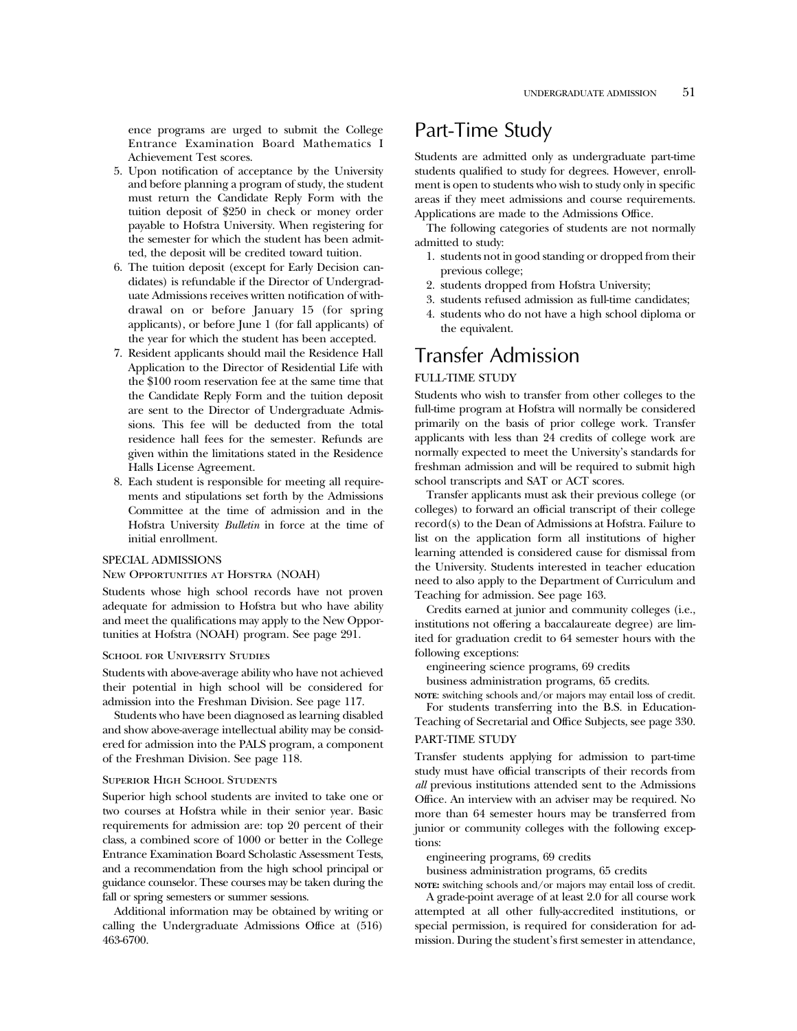ence programs are urged to submit the College Entrance Examination Board Mathematics I Achievement Test scores.

5. Upon notification of acceptance by the University and before planning a program of study, the student must return the Candidate Reply Form with the tuition deposit of $250 in check or money order payable to Hofstra University. When registering for the semester for which the student has been admitted, the deposit will be credited toward tuition.
6. The tuition deposit (except for Early Decision candidates) is refundable if the Director of Undergraduate Admissions receives written notification of withdrawal on or before January 15 (for spring applicants), or before June 1 (for fall applicants) of the year for which the student has been accepted.
7. Resident applicants should mail the Residence Hall Application to the Director of Residential Life with the $100 room reservation fee at the same time that the Candidate Reply Form and the tuition deposit are sent to the Director of Undergraduate Admissions. This fee will be deducted from the total residence hall fees for the semester. Refunds are given within the limitations stated in the Residence Halls License Agreement.
8. Each student is responsible for meeting all requirements and stipulations set forth by the Admissions Committee at the time of admission and in the Hofstra University *Bulletin* in force at the time of initial enrollment.

### SPECIAL ADMISSIONS

#### New Opportunities at Hofstra (NOAH)

Students whose high school records have not proven adequate for admission to Hofstra but who have ability and meet the qualifications may apply to the New Opportunities at Hofstra (NOAH) program. See page 291.

#### School for University Studies

Students with above-average ability who have not achieved their potential in high school will be considered for admission into the Freshman Division. See page 117.

Students who have been diagnosed as learning disabled and show above-average intellectual ability may be considered for admission into the PALS program, a component of the Freshman Division. See page 118.

#### Superior High School Students

Superior high school students are invited to take one or two courses at Hofstra while in their senior year. Basic requirements for admission are: top 20 percent of their class, a combined score of 1000 or better in the College Entrance Examination Board Scholastic Assessment Tests, and a recommendation from the high school principal or guidance counselor. These courses may be taken during the fall or spring semesters or summer sessions.

Additional information may be obtained by writing or calling the Undergraduate Admissions Office at (516) 463-6700.

## Part-Time Study

Students are admitted only as undergraduate part-time students qualified to study for degrees. However, enrollment is open to students who wish to study only in specific areas if they meet admissions and course requirements. Applications are made to the Admissions Office.

The following categories of students are not normally admitted to study:

1. students not in good standing or dropped from their previous college;
2. students dropped from Hofstra University;
3. students refused admission as full-time candidates;
4. students who do not have a high school diploma or the equivalent.

## Transfer Admission

### FULL-TIME STUDY

Students who wish to transfer from other colleges to the full-time program at Hofstra will normally be considered primarily on the basis of prior college work. Transfer applicants with less than 24 credits of college work are normally expected to meet the University's standards for freshman admission and will be required to submit high school transcripts and SAT or ACT scores.

Transfer applicants must ask their previous college (or colleges) to forward an official transcript of their college record(s) to the Dean of Admissions at Hofstra. Failure to list on the application form all institutions of higher learning attended is considered cause for dismissal from the University. Students interested in teacher education need to also apply to the Department of Curriculum and Teaching for admission. See page 163.

Credits earned at junior and community colleges (i.e., institutions not offering a baccalaureate degree) are limited for graduation credit to 64 semester hours with the following exceptions:

engineering science programs, 69 credits

business administration programs, 65 credits.

NOTE: switching schools and/or majors may entail loss of credit.

For students transferring into the B.S. in Education-Teaching of Secretarial and Office Subjects, see page 330.

### PART-TIME STUDY

Transfer students applying for admission to part-time study must have official transcripts of their records from *all* previous institutions attended sent to the Admissions Office. An interview with an adviser may be required. No more than 64 semester hours may be transferred from junior or community colleges with the following exceptions:

engineering programs, 69 credits

business administration programs, 65 credits

NOTE: switching schools and/or majors may entail loss of credit.

A grade-point average of at least 2.0 for all course work attempted at all other fully-accredited institutions, or special permission, is required for consideration for admission. During the student's first semester in attendance,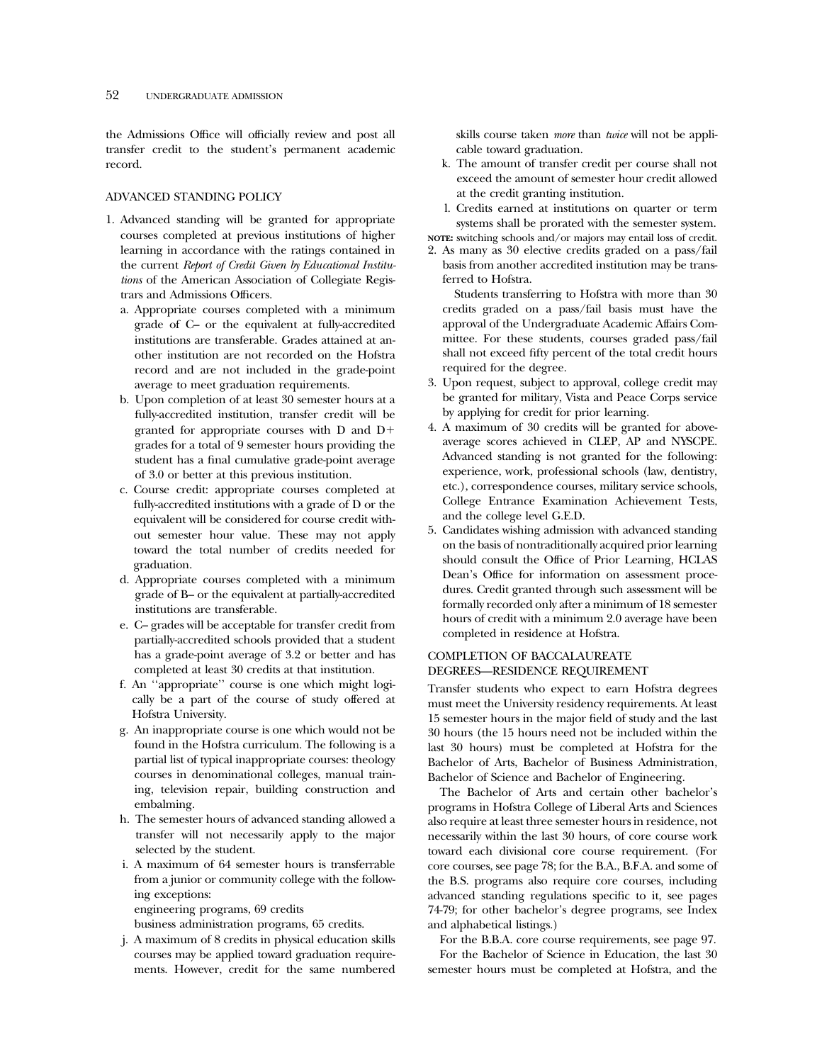the Admissions Office will officially review and post all transfer credit to the student's permanent academic record.

## ADVANCED STANDING POLICY

1. Advanced standing will be granted for appropriate courses completed at previous institutions of higher learning in accordance with the ratings contained in the current *Report of Credit Given by Educational Institutions* of the American Association of Collegiate Registrars and Admissions Officers.
   a. Appropriate courses completed with a minimum grade of C– or the equivalent at fully-accredited institutions are transferable. Grades attained at another institution are not recorded on the Hofstra record and are not included in the grade-point average to meet graduation requirements.
   b. Upon completion of at least 30 semester hours at a fully-accredited institution, transfer credit will be granted for appropriate courses with D and D+ grades for a total of 9 semester hours providing the student has a final cumulative grade-point average of 3.0 or better at this previous institution.
   c. Course credit: appropriate courses completed at fully-accredited institutions with a grade of D or the equivalent will be considered for course credit without semester hour value. These may not apply toward the total number of credits needed for graduation.
   d. Appropriate courses completed with a minimum grade of B– or the equivalent at partially-accredited institutions are transferable.
   e. C– grades will be acceptable for transfer credit from partially-accredited schools provided that a student has a grade-point average of 3.2 or better and has completed at least 30 credits at that institution.
   f. An ''appropriate'' course is one which might logically be a part of the course of study offered at Hofstra University.
   g. An inappropriate course is one which would not be found in the Hofstra curriculum. The following is a partial list of typical inappropriate courses: theology courses in denominational colleges, manual training, television repair, building construction and embalming.
   h. The semester hours of advanced standing allowed a transfer will not necessarily apply to the major selected by the student.
   i. A maximum of 64 semester hours is transferrable from a junior or community college with the following exceptions:
      engineering programs, 69 credits
      business administration programs, 65 credits.
   j. A maximum of 8 credits in physical education skills courses may be applied toward graduation requirements. However, credit for the same numbered skills course taken *more* than *twice* will not be applicable toward graduation.
   k. The amount of transfer credit per course shall not exceed the amount of semester hour credit allowed at the credit granting institution.
   l. Credits earned at institutions on quarter or term systems shall be prorated with the semester system.

   **NOTE:** switching schools and/or majors may entail loss of credit.
2. As many as 30 elective credits graded on a pass/fail basis from another accredited institution may be transferred to Hofstra.

   Students transferring to Hofstra with more than 30 credits graded on a pass/fail basis must have the approval of the Undergraduate Academic Affairs Committee. For these students, courses graded pass/fail shall not exceed fifty percent of the total credit hours required for the degree.
3. Upon request, subject to approval, college credit may be granted for military, Vista and Peace Corps service by applying for credit for prior learning.
4. A maximum of 30 credits will be granted for above-average scores achieved in CLEP, AP and NYSCPE. Advanced standing is not granted for the following: experience, work, professional schools (law, dentistry, etc.), correspondence courses, military service schools, College Entrance Examination Achievement Tests, and the college level G.E.D.
5. Candidates wishing admission with advanced standing on the basis of nontraditionally acquired prior learning should consult the Office of Prior Learning, HCLAS Dean's Office for information on assessment procedures. Credit granted through such assessment will be formally recorded only after a minimum of 18 semester hours of credit with a minimum 2.0 average have been completed in residence at Hofstra.

## COMPLETION OF BACCALAUREATE DEGREES—RESIDENCE REQUIREMENT

Transfer students who expect to earn Hofstra degrees must meet the University residency requirements. At least 15 semester hours in the major field of study and the last 30 hours (the 15 hours need not be included within the last 30 hours) must be completed at Hofstra for the Bachelor of Arts, Bachelor of Business Administration, Bachelor of Science and Bachelor of Engineering.

The Bachelor of Arts and certain other bachelor's programs in Hofstra College of Liberal Arts and Sciences also require at least three semester hours in residence, not necessarily within the last 30 hours, of core course work toward each divisional core course requirement. (For core courses, see page 78; for the B.A., B.F.A. and some of the B.S. programs also require core courses, including advanced standing regulations specific to it, see pages 74-79; for other bachelor's degree programs, see Index and alphabetical listings.)

For the B.B.A. core course requirements, see page 97.

For the Bachelor of Science in Education, the last 30 semester hours must be completed at Hofstra, and the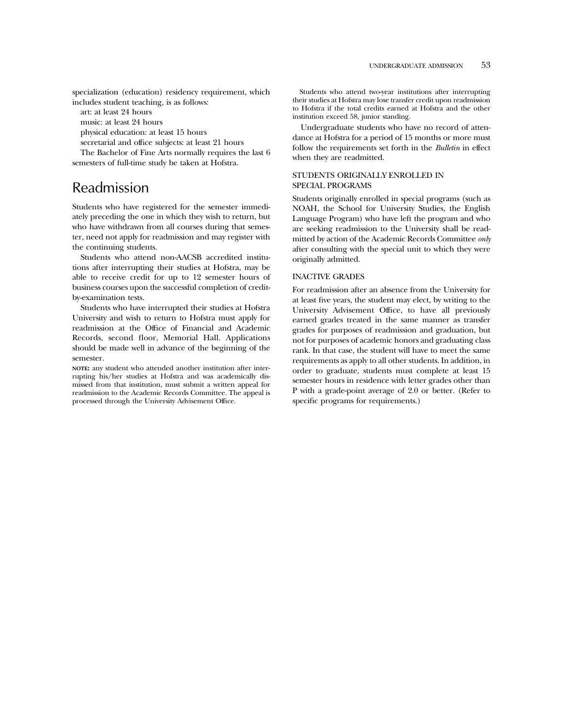specialization (education) residency requirement, which includes student teaching, is as follows:

art: at least 24 hours

music: at least 24 hours

physical education: at least 15 hours

secretarial and office subjects: at least 21 hours

The Bachelor of Fine Arts normally requires the last 6 semesters of full-time study be taken at Hofstra.

# Readmission

Students who have registered for the semester immediately preceding the one in which they wish to return, but who have withdrawn from all courses during that semester, need not apply for readmission and may register with the continuing students.

Students who attend non-AACSB accredited institutions after interrupting their studies at Hofstra, may be able to receive credit for up to 12 semester hours of business courses upon the successful completion of credit-by-examination tests.

Students who have interrupted their studies at Hofstra University and wish to return to Hofstra must apply for readmission at the Office of Financial and Academic Records, second floor, Memorial Hall. Applications should be made well in advance of the beginning of the semester.

**NOTE:** any student who attended another institution after interrupting his/her studies at Hofstra and was academically dismissed from that institution, must submit a written appeal for readmission to the Academic Records Committee. The appeal is processed through the University Advisement Office.

Students who attend two-year institutions after interrupting their studies at Hofstra may lose transfer credit upon readmission to Hofstra if the total credits earned at Hofstra and the other institution exceed 58, junior standing.

Undergraduate students who have no record of attendance at Hofstra for a period of 15 months or more must follow the requirements set forth in the *Bulletin* in effect when they are readmitted.

## STUDENTS ORIGINALLY ENROLLED IN SPECIAL PROGRAMS

Students originally enrolled in special programs (such as NOAH, the School for University Studies, the English Language Program) who have left the program and who are seeking readmission to the University shall be readmitted by action of the Academic Records Committee *only* after consulting with the special unit to which they were originally admitted.

## INACTIVE GRADES

For readmission after an absence from the University for at least five years, the student may elect, by writing to the University Advisement Office, to have all previously earned grades treated in the same manner as transfer grades for purposes of readmission and graduation, but not for purposes of academic honors and graduating class rank. In that case, the student will have to meet the same requirements as apply to all other students. In addition, in order to graduate, students must complete at least 15 semester hours in residence with letter grades other than P with a grade-point average of 2.0 or better. (Refer to specific programs for requirements.)